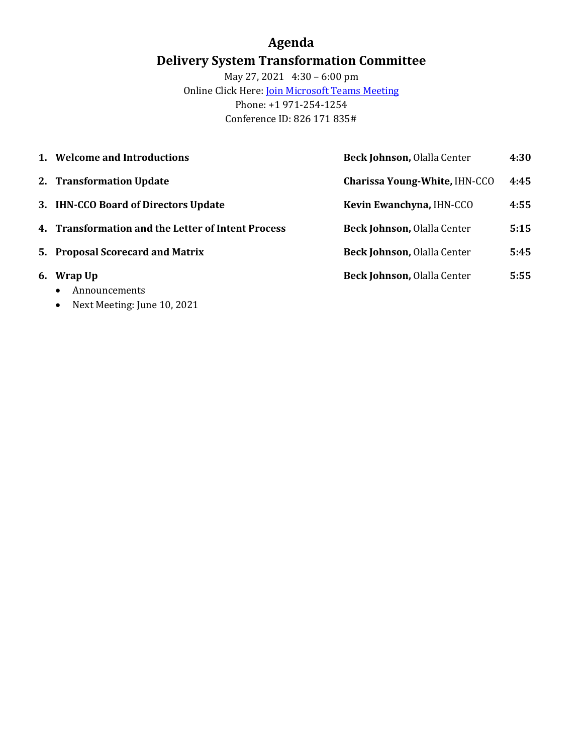# Agenda

## Delivery System Transformation Committee

May 27, 2021 4:30 – 6:00 pm

Online Click Here: [Join Microsoft Teams Meeting]

Phone: +1 971-254-1254

Conference ID: 826 171 835#

| | | |
|---|---|---|
| **1. Welcome and Introductions** | **Beck Johnson,** Olalla Center | **4:30** |
| **2. Transformation Update** | **Charissa Young-White,** IHN-CCO | **4:45** |
| **3. IHN-CCO Board of Directors Update** | **Kevin Ewanchyna,** IHN-CCO | **4:55** |
| **4. Transformation and the Letter of Intent Process** | **Beck Johnson,** Olalla Center | **5:15** |
| **5. Proposal Scorecard and Matrix** | **Beck Johnson,** Olalla Center | **5:45** |
| **6. Wrap Up** | **Beck Johnson,** Olalla Center | **5:55** |

- Announcements
- Next Meeting: June 10, 2021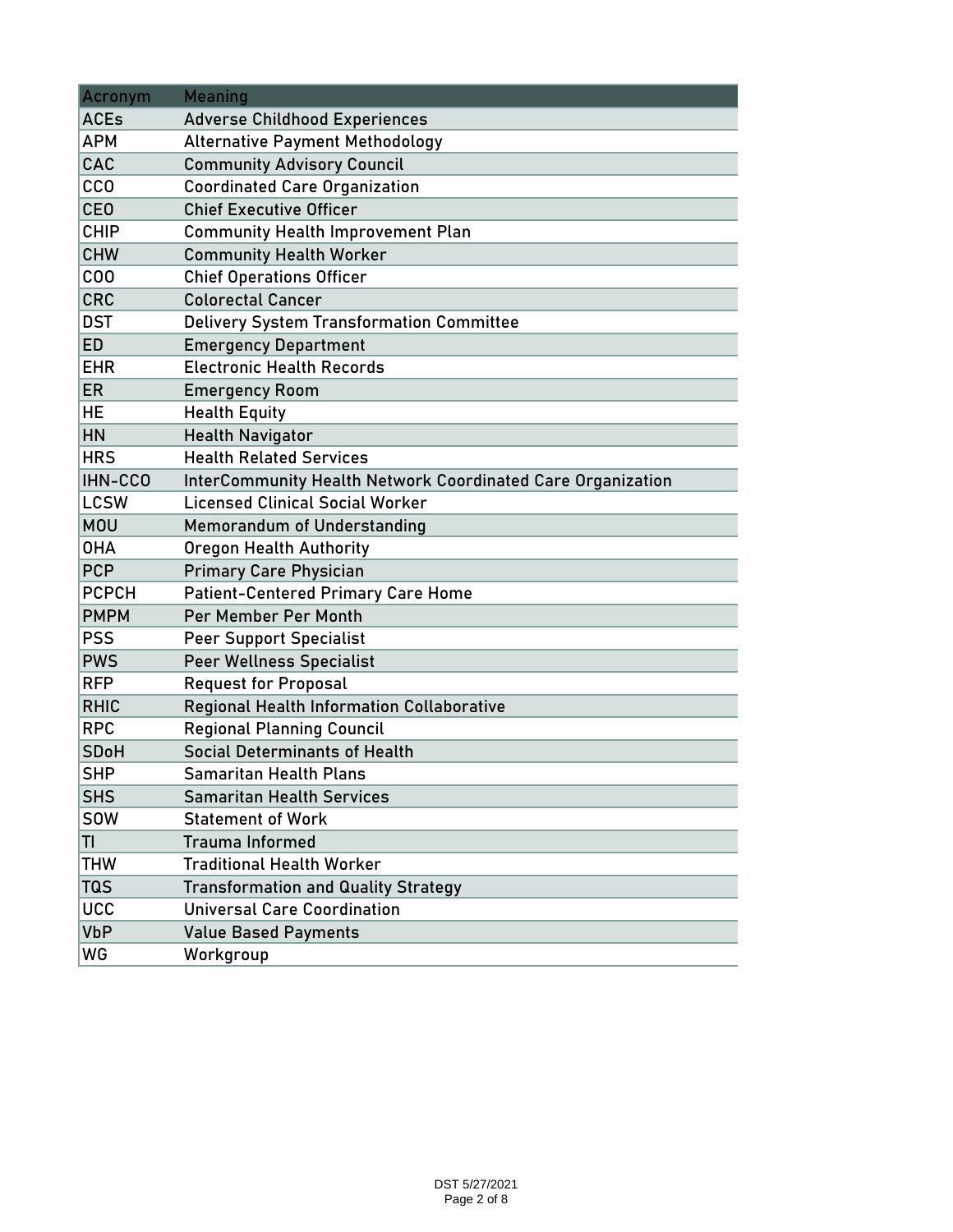| Acronym | Meaning |
|---|---|
| ACEs | Adverse Childhood Experiences |
| APM | Alternative Payment Methodology |
| CAC | Community Advisory Council |
| CCO | Coordinated Care Organization |
| CEO | Chief Executive Officer |
| CHIP | Community Health Improvement Plan |
| CHW | Community Health Worker |
| COO | Chief Operations Officer |
| CRC | Colorectal Cancer |
| DST | Delivery System Transformation Committee |
| ED | Emergency Department |
| EHR | Electronic Health Records |
| ER | Emergency Room |
| HE | Health Equity |
| HN | Health Navigator |
| HRS | Health Related Services |
| IHN-CCO | InterCommunity Health Network Coordinated Care Organization |
| LCSW | Licensed Clinical Social Worker |
| MOU | Memorandum of Understanding |
| OHA | Oregon Health Authority |
| PCP | Primary Care Physician |
| PCPCH | Patient-Centered Primary Care Home |
| PMPM | Per Member Per Month |
| PSS | Peer Support Specialist |
| PWS | Peer Wellness Specialist |
| RFP | Request for Proposal |
| RHIC | Regional Health Information Collaborative |
| RPC | Regional Planning Council |
| SDoH | Social Determinants of Health |
| SHP | Samaritan Health Plans |
| SHS | Samaritan Health Services |
| SOW | Statement of Work |
| TI | Trauma Informed |
| THW | Traditional Health Worker |
| TQS | Transformation and Quality Strategy |
| UCC | Universal Care Coordination |
| VbP | Value Based Payments |
| WG | Workgroup |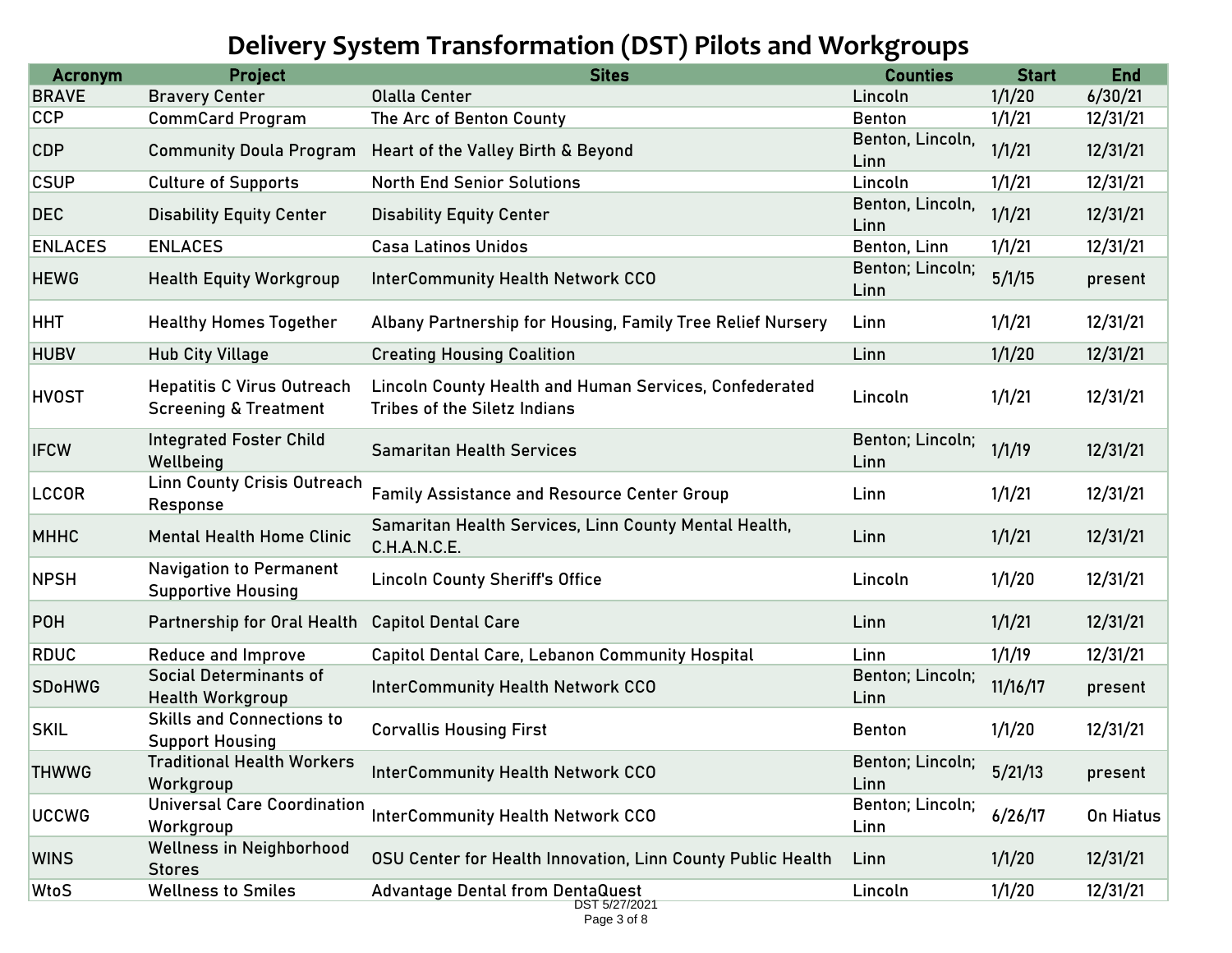# Delivery System Transformation (DST) Pilots and Workgroups

| Acronym | Project | Sites | Counties | Start | End |
|---|---|---|---|---|---|
| BRAVE | Bravery Center | Olalla Center | Lincoln | 1/1/20 | 6/30/21 |
| CCP | CommCard Program | The Arc of Benton County | Benton | 1/1/21 | 12/31/21 |
| CDP | Community Doula Program | Heart of the Valley Birth & Beyond | Benton, Lincoln, Linn | 1/1/21 | 12/31/21 |
| CSUP | Culture of Supports | North End Senior Solutions | Lincoln | 1/1/21 | 12/31/21 |
| DEC | Disability Equity Center | Disability Equity Center | Benton, Lincoln, Linn | 1/1/21 | 12/31/21 |
| ENLACES | ENLACES | Casa Latinos Unidos | Benton, Linn | 1/1/21 | 12/31/21 |
| HEWG | Health Equity Workgroup | InterCommunity Health Network CCO | Benton; Lincoln; Linn | 5/1/15 | present |
| HHT | Healthy Homes Together | Albany Partnership for Housing, Family Tree Relief Nursery | Linn | 1/1/21 | 12/31/21 |
| HUBV | Hub City Village | Creating Housing Coalition | Linn | 1/1/20 | 12/31/21 |
| HVOST | Hepatitis C Virus Outreach Screening & Treatment | Lincoln County Health and Human Services, Confederated Tribes of the Siletz Indians | Lincoln | 1/1/21 | 12/31/21 |
| IFCW | Integrated Foster Child Wellbeing | Samaritan Health Services | Benton; Lincoln; Linn | 1/1/19 | 12/31/21 |
| LCCOR | Linn County Crisis Outreach Response | Family Assistance and Resource Center Group | Linn | 1/1/21 | 12/31/21 |
| MHHC | Mental Health Home Clinic | Samaritan Health Services, Linn County Mental Health, C.H.A.N.C.E. | Linn | 1/1/21 | 12/31/21 |
| NPSH | Navigation to Permanent Supportive Housing | Lincoln County Sheriff's Office | Lincoln | 1/1/20 | 12/31/21 |
| POH | Partnership for Oral Health | Capitol Dental Care | Linn | 1/1/21 | 12/31/21 |
| RDUC | Reduce and Improve | Capitol Dental Care, Lebanon Community Hospital | Linn | 1/1/19 | 12/31/21 |
| SDoHWG | Social Determinants of Health Workgroup | InterCommunity Health Network CCO | Benton; Lincoln; Linn | 11/16/17 | present |
| SKIL | Skills and Connections to Support Housing | Corvallis Housing First | Benton | 1/1/20 | 12/31/21 |
| THWWG | Traditional Health Workers Workgroup | InterCommunity Health Network CCO | Benton; Lincoln; Linn | 5/21/13 | present |
| UCCWG | Universal Care Coordination Workgroup | InterCommunity Health Network CCO | Benton; Lincoln; Linn | 6/26/17 | On Hiatus |
| WINS | Wellness in Neighborhood Stores | OSU Center for Health Innovation, Linn County Public Health | Linn | 1/1/20 | 12/31/21 |
| WtoS | Wellness to Smiles | Advantage Dental from DentaQuest | Lincoln | 1/1/20 | 12/31/21 |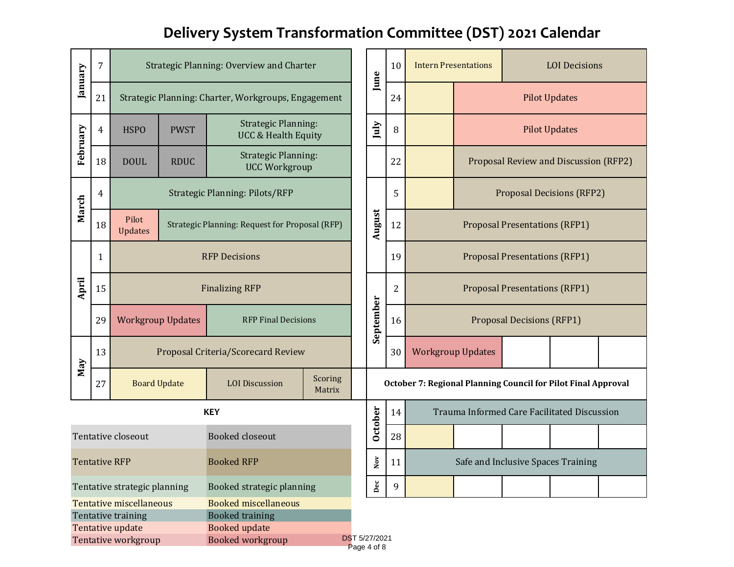# Delivery System Transformation Committee (DST) 2021 Calendar

| Month | Date | Agenda | | |
|---|---|---|---|---|
| January | 7 | Strategic Planning: Overview and Charter | | |
| January | 21 | Strategic Planning: Charter, Workgroups, Engagement | | |
| February | 4 | HSPO | PWST | Strategic Planning: UCC & Health Equity |
| February | 18 | DOUL | RDUC | Strategic Planning: UCC Workgroup |
| March | 4 | Strategic Planning: Pilots/RFP | | |
| March | 18 | Pilot Updates | Strategic Planning: Request for Proposal (RFP) | |
| April | 1 | RFP Decisions | | |
| April | 15 | Finalizing RFP | | |
| April | 29 | Workgroup Updates | RFP Final Decisions | |
| May | 13 | Proposal Criteria/Scorecard Review | | |
| May | 27 | Board Update | LOI Discussion | Scoring Matrix |

| Month | Date | Agenda | | | |
|---|---|---|---|---|---|
| June | 10 | Intern Presentations | LOI Decisions | | |
| June | 24 | | Pilot Updates | | |
| July | 8 | | Pilot Updates | | |
| July | 22 | | Proposal Review and Discussion (RFP2) | | |
| August | 5 | | Proposal Decisions (RFP2) | | |
| August | 12 | Proposal Presentations (RFP1) | | | |
| August | 19 | Proposal Presentations (RFP1) | | | |
| September | 2 | Proposal Presentations (RFP1) | | | |
| September | 16 | Proposal Decisions (RFP1) | | | |
| September | 30 | Workgroup Updates | | | |
| | | **October 7: Regional Planning Council for Pilot Final Approval** | | | |
| October | 14 | Trauma Informed Care Facilitated Discussion | | | |
| October | 28 | | | | |
| Nov | 11 | Safe and Inclusive Spaces Training | | | |
| Dec | 9 | | | | |

**KEY**

| Tentative | Booked |
|---|---|
| Tentative closeout | Booked closeout |
| Tentative RFP | Booked RFP |
| Tentative strategic planning | Booked strategic planning |
| Tentative miscellaneous | Booked miscellaneous |
| Tentative training | Booked training |
| Tentative update | Booked update |
| Tentative workgroup | Booked workgroup |

DST 5/27/2021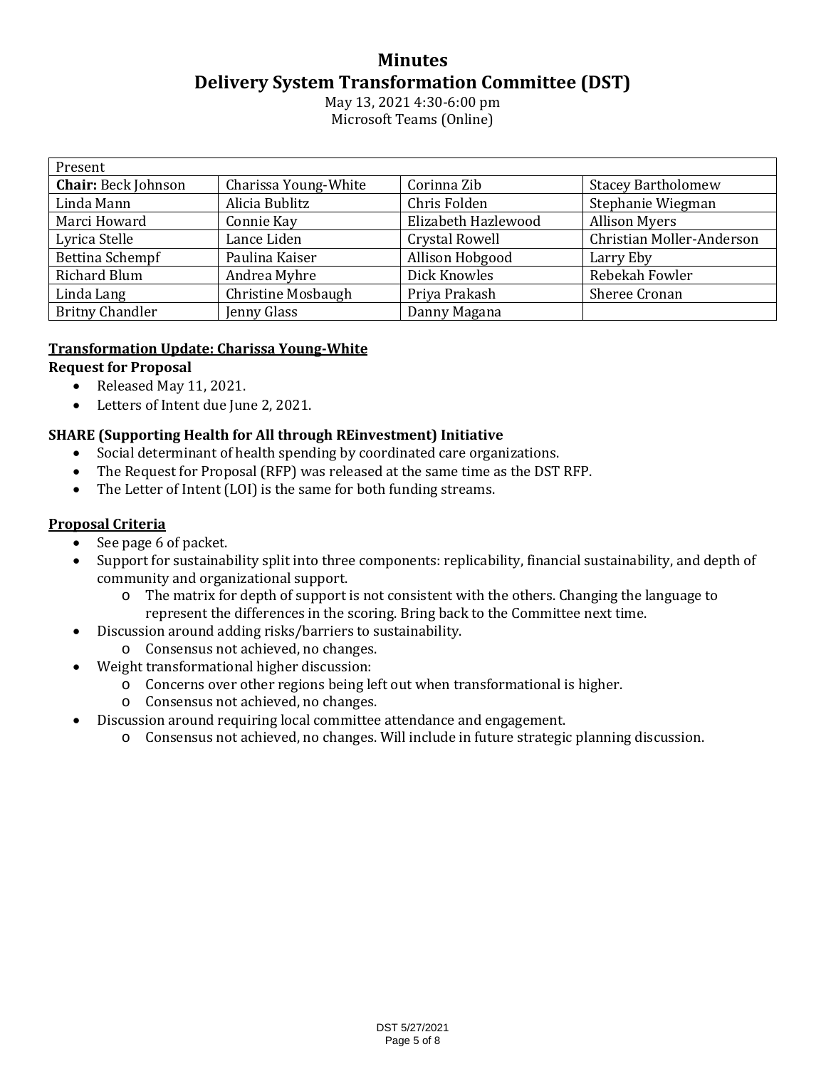# Minutes

## Delivery System Transformation Committee (DST)

May 13, 2021 4:30-6:00 pm
Microsoft Teams (Online)

| Present | | | |
|---|---|---|---|
| **Chair:** Beck Johnson | Charissa Young-White | Corinna Zib | Stacey Bartholomew |
| Linda Mann | Alicia Bublitz | Chris Folden | Stephanie Wiegman |
| Marci Howard | Connie Kay | Elizabeth Hazlewood | Allison Myers |
| Lyrica Stelle | Lance Liden | Crystal Rowell | Christian Moller-Anderson |
| Bettina Schempf | Paulina Kaiser | Allison Hobgood | Larry Eby |
| Richard Blum | Andrea Myhre | Dick Knowles | Rebekah Fowler |
| Linda Lang | Christine Mosbaugh | Priya Prakash | Sheree Cronan |
| Britny Chandler | Jenny Glass | Danny Magana | |

### Transformation Update: Charissa Young-White

**Request for Proposal**

- Released May 11, 2021.
- Letters of Intent due June 2, 2021.

**SHARE (Supporting Health for All through REinvestment) Initiative**

- Social determinant of health spending by coordinated care organizations.
- The Request for Proposal (RFP) was released at the same time as the DST RFP.
- The Letter of Intent (LOI) is the same for both funding streams.

### Proposal Criteria

- See page 6 of packet.
- Support for sustainability split into three components: replicability, financial sustainability, and depth of community and organizational support.
  - The matrix for depth of support is not consistent with the others. Changing the language to represent the differences in the scoring. Bring back to the Committee next time.
- Discussion around adding risks/barriers to sustainability.
  - Consensus not achieved, no changes.
- Weight transformational higher discussion:
  - Concerns over other regions being left out when transformational is higher.
  - Consensus not achieved, no changes.
- Discussion around requiring local committee attendance and engagement.
  - Consensus not achieved, no changes. Will include in future strategic planning discussion.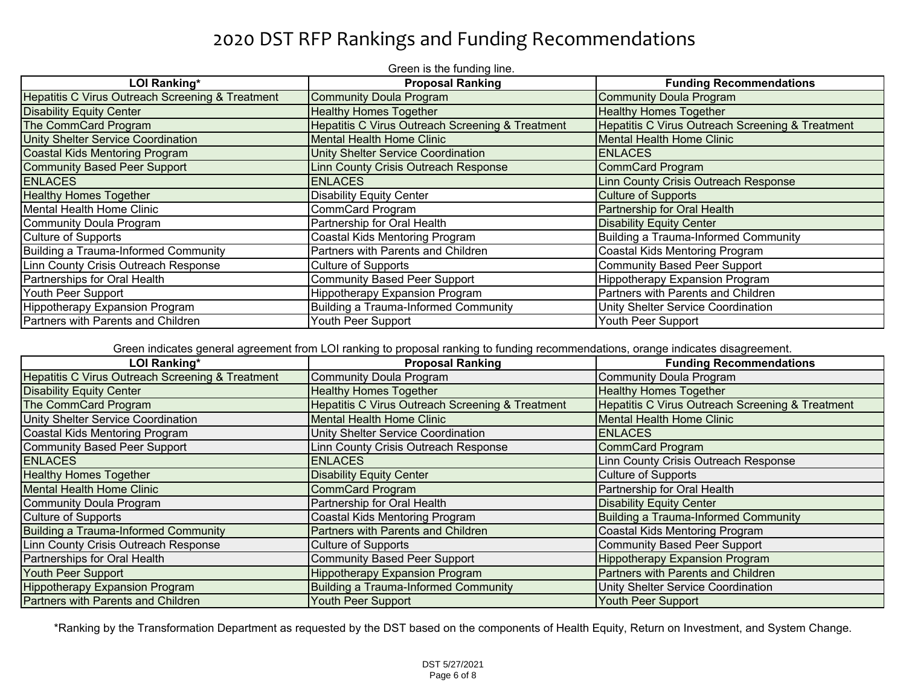# 2020 DST RFP Rankings and Funding Recommendations

Green is the funding line.

| LOI Ranking* | Proposal Ranking | Funding Recommendations |
|---|---|---|
| Hepatitis C Virus Outreach Screening & Treatment | Community Doula Program | Community Doula Program |
| Disability Equity Center | Healthy Homes Together | Healthy Homes Together |
| The CommCard Program | Hepatitis C Virus Outreach Screening & Treatment | Hepatitis C Virus Outreach Screening & Treatment |
| Unity Shelter Service Coordination | Mental Health Home Clinic | Mental Health Home Clinic |
| Coastal Kids Mentoring Program | Unity Shelter Service Coordination | ENLACES |
| Community Based Peer Support | Linn County Crisis Outreach Response | CommCard Program |
| ENLACES | ENLACES | Linn County Crisis Outreach Response |
| Healthy Homes Together | Disability Equity Center | Culture of Supports |
| Mental Health Home Clinic | CommCard Program | Partnership for Oral Health |
| Community Doula Program | Partnership for Oral Health | Disability Equity Center |
| Culture of Supports | Coastal Kids Mentoring Program | Building a Trauma-Informed Community |
| Building a Trauma-Informed Community | Partners with Parents and Children | Coastal Kids Mentoring Program |
| Linn County Crisis Outreach Response | Culture of Supports | Community Based Peer Support |
| Partnerships for Oral Health | Community Based Peer Support | Hippotherapy Expansion Program |
| Youth Peer Support | Hippotherapy Expansion Program | Partners with Parents and Children |
| Hippotherapy Expansion Program | Building a Trauma-Informed Community | Unity Shelter Service Coordination |
| Partners with Parents and Children | Youth Peer Support | Youth Peer Support |

Green indicates general agreement from LOI ranking to proposal ranking to funding recommendations, orange indicates disagreement.

| LOI Ranking* | Proposal Ranking | Funding Recommendations |
|---|---|---|
| Hepatitis C Virus Outreach Screening & Treatment | Community Doula Program | Community Doula Program |
| Disability Equity Center | Healthy Homes Together | Healthy Homes Together |
| The CommCard Program | Hepatitis C Virus Outreach Screening & Treatment | Hepatitis C Virus Outreach Screening & Treatment |
| Unity Shelter Service Coordination | Mental Health Home Clinic | Mental Health Home Clinic |
| Coastal Kids Mentoring Program | Unity Shelter Service Coordination | ENLACES |
| Community Based Peer Support | Linn County Crisis Outreach Response | CommCard Program |
| ENLACES | ENLACES | Linn County Crisis Outreach Response |
| Healthy Homes Together | Disability Equity Center | Culture of Supports |
| Mental Health Home Clinic | CommCard Program | Partnership for Oral Health |
| Community Doula Program | Partnership for Oral Health | Disability Equity Center |
| Culture of Supports | Coastal Kids Mentoring Program | Building a Trauma-Informed Community |
| Building a Trauma-Informed Community | Partners with Parents and Children | Coastal Kids Mentoring Program |
| Linn County Crisis Outreach Response | Culture of Supports | Community Based Peer Support |
| Partnerships for Oral Health | Community Based Peer Support | Hippotherapy Expansion Program |
| Youth Peer Support | Hippotherapy Expansion Program | Partners with Parents and Children |
| Hippotherapy Expansion Program | Building a Trauma-Informed Community | Unity Shelter Service Coordination |
| Partners with Parents and Children | Youth Peer Support | Youth Peer Support |

*Ranking by the Transformation Department as requested by the DST based on the components of Health Equity, Return on Investment, and System Change.

DST 5/27/2021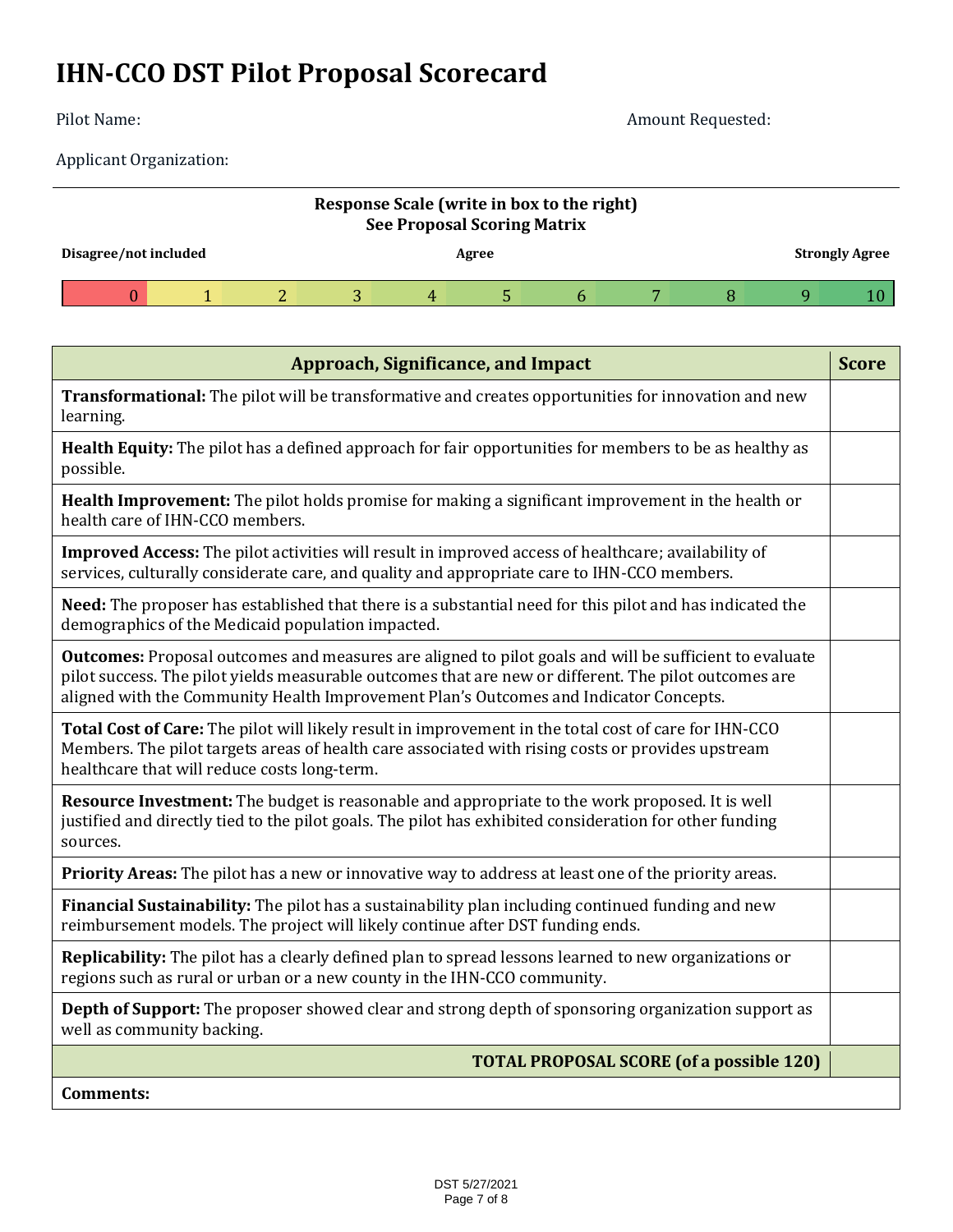# IHN-CCO DST Pilot Proposal Scorecard

Pilot Name: Amount Requested:

Applicant Organization:

**Response Scale (write in box to the right)**
**See Proposal Scoring Matrix**

| **Disagree/not included** | | | | | **Agree** | | | | | **Strongly Agree** |
|---|---|---|---|---|---|---|---|---|---|---|
| 0 | 1 | 2 | 3 | 4 | 5 | 6 | 7 | 8 | 9 | 10 |

| Approach, Significance, and Impact | Score |
|---|---|
| **Transformational:** The pilot will be transformative and creates opportunities for innovation and new learning. | |
| **Health Equity:** The pilot has a defined approach for fair opportunities for members to be as healthy as possible. | |
| **Health Improvement:** The pilot holds promise for making a significant improvement in the health or health care of IHN-CCO members. | |
| **Improved Access:** The pilot activities will result in improved access of healthcare; availability of services, culturally considerate care, and quality and appropriate care to IHN-CCO members. | |
| **Need:** The proposer has established that there is a substantial need for this pilot and has indicated the demographics of the Medicaid population impacted. | |
| **Outcomes:** Proposal outcomes and measures are aligned to pilot goals and will be sufficient to evaluate pilot success. The pilot yields measurable outcomes that are new or different. The pilot outcomes are aligned with the Community Health Improvement Plan's Outcomes and Indicator Concepts. | |
| **Total Cost of Care:** The pilot will likely result in improvement in the total cost of care for IHN-CCO Members. The pilot targets areas of health care associated with rising costs or provides upstream healthcare that will reduce costs long-term. | |
| **Resource Investment:** The budget is reasonable and appropriate to the work proposed. It is well justified and directly tied to the pilot goals. The pilot has exhibited consideration for other funding sources. | |
| **Priority Areas:** The pilot has a new or innovative way to address at least one of the priority areas. | |
| **Financial Sustainability:** The pilot has a sustainability plan including continued funding and new reimbursement models. The project will likely continue after DST funding ends. | |
| **Replicability:** The pilot has a clearly defined plan to spread lessons learned to new organizations or regions such as rural or urban or a new county in the IHN-CCO community. | |
| **Depth of Support:** The proposer showed clear and strong depth of sponsoring organization support as well as community backing. | |
| **TOTAL PROPOSAL SCORE (of a possible 120)** | |
| **Comments:** | |

DST 5/27/2021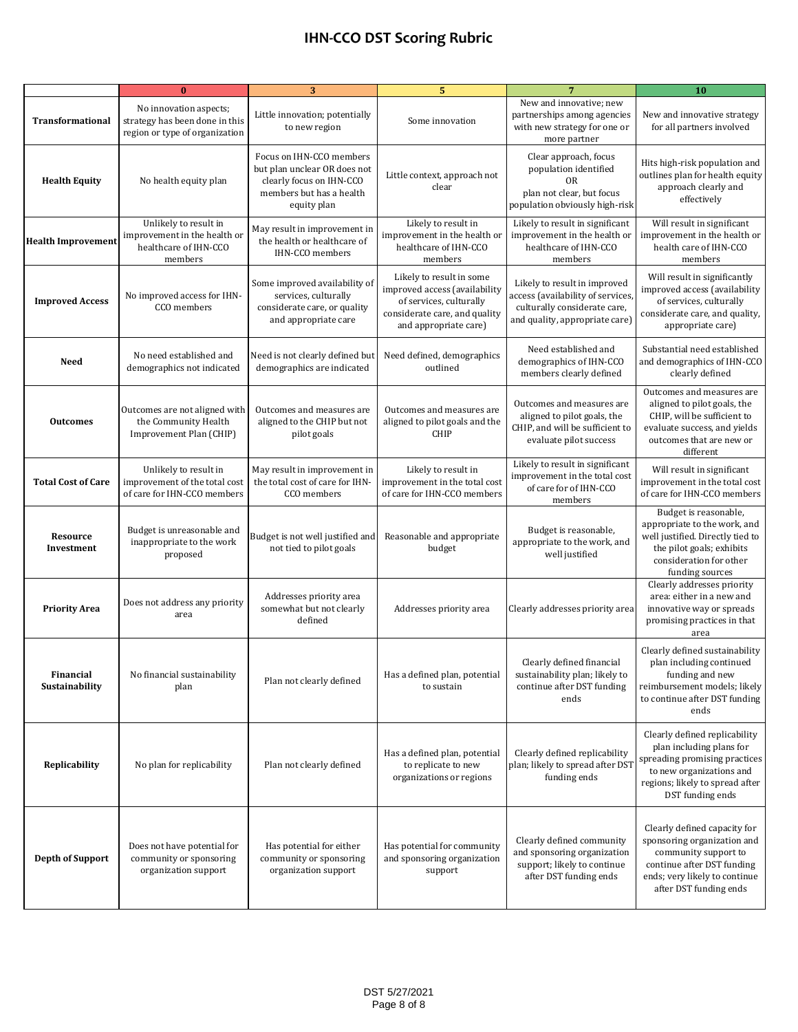# IHN-CCO DST Scoring Rubric

| | 0 | 3 | 5 | 7 | 10 |
|---|---|---|---|---|---|
| **Transformational** | No innovation aspects; strategy has been done in this region or type of organization | Little innovation; potentially to new region | Some innovation | New and innovative; new partnerships among agencies with new strategy for one or more partner | New and innovative strategy for all partners involved |
| **Health Equity** | No health equity plan | Focus on IHN-CCO members but plan unclear OR does not clearly focus on IHN-CCO members but has a health equity plan | Little context, approach not clear | Clear approach, focus population identified OR plan not clear, but focus population obviously high-risk | Hits high-risk population and outlines plan for health equity approach clearly and effectively |
| **Health Improvement** | Unlikely to result in improvement in the health or healthcare of IHN-CCO members | May result in improvement in the health or healthcare of IHN-CCO members | Likely to result in improvement in the health or healthcare of IHN-CCO members | Likely to result in significant improvement in the health or healthcare of IHN-CCO members | Will result in significant improvement in the health or health care of IHN-CCO members |
| **Improved Access** | No improved access for IHN-CCO members | Some improved availability of services, culturally considerate care, or quality and appropriate care | Likely to result in some improved access (availability of services, culturally considerate care, and quality and appropriate care) | Likely to result in improved access (availability of services, culturally considerate care, and quality, appropriate care) | Will result in significantly improved access (availability of services, culturally considerate care, and quality, appropriate care) |
| **Need** | No need established and demographics not indicated | Need is not clearly defined but demographics are indicated | Need defined, demographics outlined | Need established and demographics of IHN-CCO members clearly defined | Substantial need established and demographics of IHN-CCO clearly defined |
| **Outcomes** | Outcomes are not aligned with the Community Health Improvement Plan (CHIP) | Outcomes and measures are aligned to the CHIP but not pilot goals | Outcomes and measures are aligned to pilot goals and the CHIP | Outcomes and measures are aligned to pilot goals, the CHIP, and will be sufficient to evaluate pilot success | Outcomes and measures are aligned to pilot goals, the CHIP, will be sufficient to evaluate success, and yields outcomes that are new or different |
| **Total Cost of Care** | Unlikely to result in improvement of the total cost of care for IHN-CCO members | May result in improvement in the total cost of care for IHN-CCO members | Likely to result in improvement in the total cost of care for IHN-CCO members | Likely to result in significant improvement in the total cost of care for of IHN-CCO members | Will result in significant improvement in the total cost of care for IHN-CCO members |
| **Resource Investment** | Budget is unreasonable and inappropriate to the work proposed | Budget is not well justified and not tied to pilot goals | Reasonable and appropriate budget | Budget is reasonable, appropriate to the work, and well justified | Budget is reasonable, appropriate to the work, and well justified. Directly tied to the pilot goals; exhibits consideration for other funding sources |
| **Priority Area** | Does not address any priority area | Addresses priority area somewhat but not clearly defined | Addresses priority area | Clearly addresses priority area | Clearly addresses priority area: either in a new and innovative way or spreads promising practices in that area |
| **Financial Sustainability** | No financial sustainability plan | Plan not clearly defined | Has a defined plan, potential to sustain | Clearly defined financial sustainability plan; likely to continue after DST funding ends | Clearly defined sustainability plan including continued funding and new reimbursement models; likely to continue after DST funding ends |
| **Replicability** | No plan for replicability | Plan not clearly defined | Has a defined plan, potential to replicate to new organizations or regions | Clearly defined replicability plan; likely to spread after DST funding ends | Clearly defined replicability plan including plans for spreading promising practices to new organizations and regions; likely to spread after DST funding ends |
| **Depth of Support** | Does not have potential for community or sponsoring organization support | Has potential for either community or sponsoring organization support | Has potential for community and sponsoring organization support | Clearly defined community and sponsoring organization support; likely to continue after DST funding ends | Clearly defined capacity for sponsoring organization and community support to continue after DST funding ends; very likely to continue after DST funding ends |

DST 5/27/2021